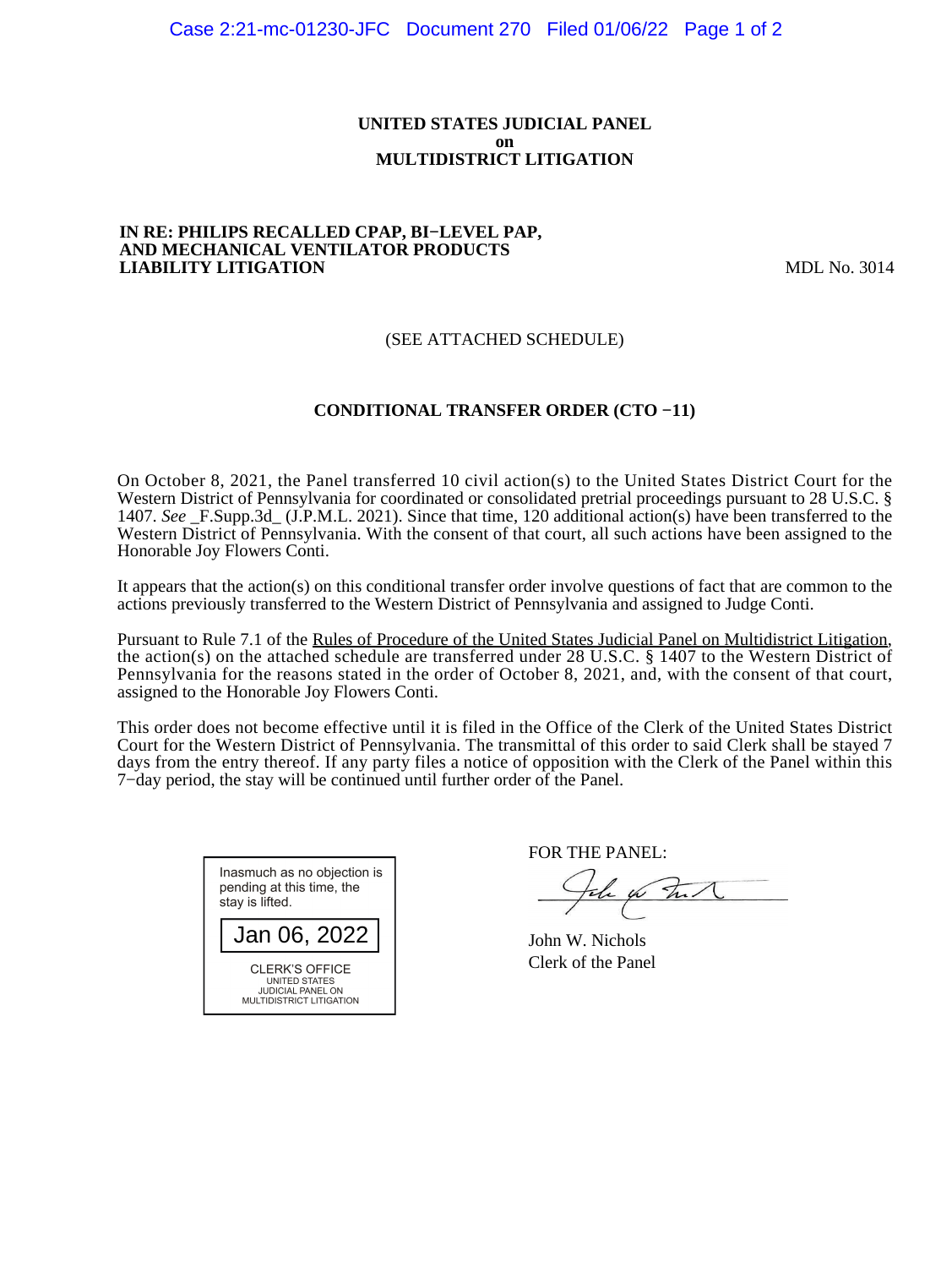**UNITED STATES JUDICIAL PANEL**
**on**
**MULTIDISTRICT LITIGATION**

**IN RE: PHILIPS RECALLED CPAP, BI−LEVEL PAP, AND MECHANICAL VENTILATOR PRODUCTS LIABILITY LITIGATION** MDL No. 3014

(SEE ATTACHED SCHEDULE)

**CONDITIONAL TRANSFER ORDER (CTO −11)**

On October 8, 2021, the Panel transferred 10 civil action(s) to the United States District Court for the Western District of Pennsylvania for coordinated or consolidated pretrial proceedings pursuant to 28 U.S.C. § 1407. *See* _F.Supp.3d_ (J.P.M.L. 2021). Since that time, 120 additional action(s) have been transferred to the Western District of Pennsylvania. With the consent of that court, all such actions have been assigned to the Honorable Joy Flowers Conti.

It appears that the action(s) on this conditional transfer order involve questions of fact that are common to the actions previously transferred to the Western District of Pennsylvania and assigned to Judge Conti.

Pursuant to Rule 7.1 of the Rules of Procedure of the United States Judicial Panel on Multidistrict Litigation, the action(s) on the attached schedule are transferred under 28 U.S.C. § 1407 to the Western District of Pennsylvania for the reasons stated in the order of October 8, 2021, and, with the consent of that court, assigned to the Honorable Joy Flowers Conti.

This order does not become effective until it is filed in the Office of the Clerk of the United States District Court for the Western District of Pennsylvania. The transmittal of this order to said Clerk shall be stayed 7 days from the entry thereof. If any party files a notice of opposition with the Clerk of the Panel within this 7−day period, the stay will be continued until further order of the Panel.

Inasmuch as no objection is pending at this time, the stay is lifted.

Jan 06, 2022

CLERK'S OFFICE
UNITED STATES
JUDICIAL PANEL ON
MULTIDISTRICT LITIGATION

FOR THE PANEL:

John W. Nichols
Clerk of the Panel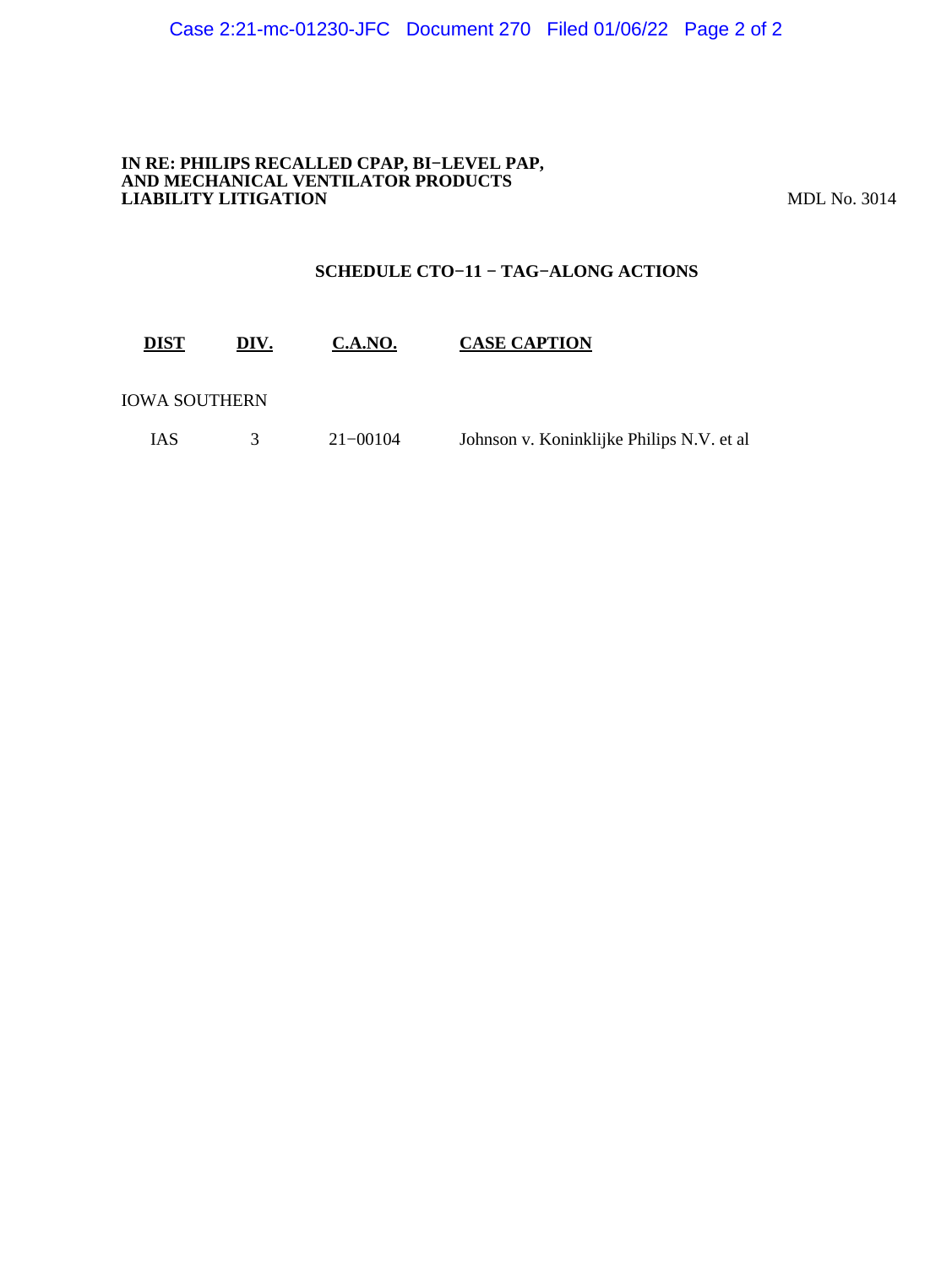**IN RE: PHILIPS RECALLED CPAP, BI−LEVEL PAP, AND MECHANICAL VENTILATOR PRODUCTS LIABILITY LITIGATION**

MDL No. 3014

## SCHEDULE CTO−11 − TAG−ALONG ACTIONS

| DIST | DIV. | C.A.NO. | CASE CAPTION |
|---|---|---|---|
| IOWA SOUTHERN | | | |
| IAS | 3 | 21−00104 | Johnson v. Koninklijke Philips N.V. et al |